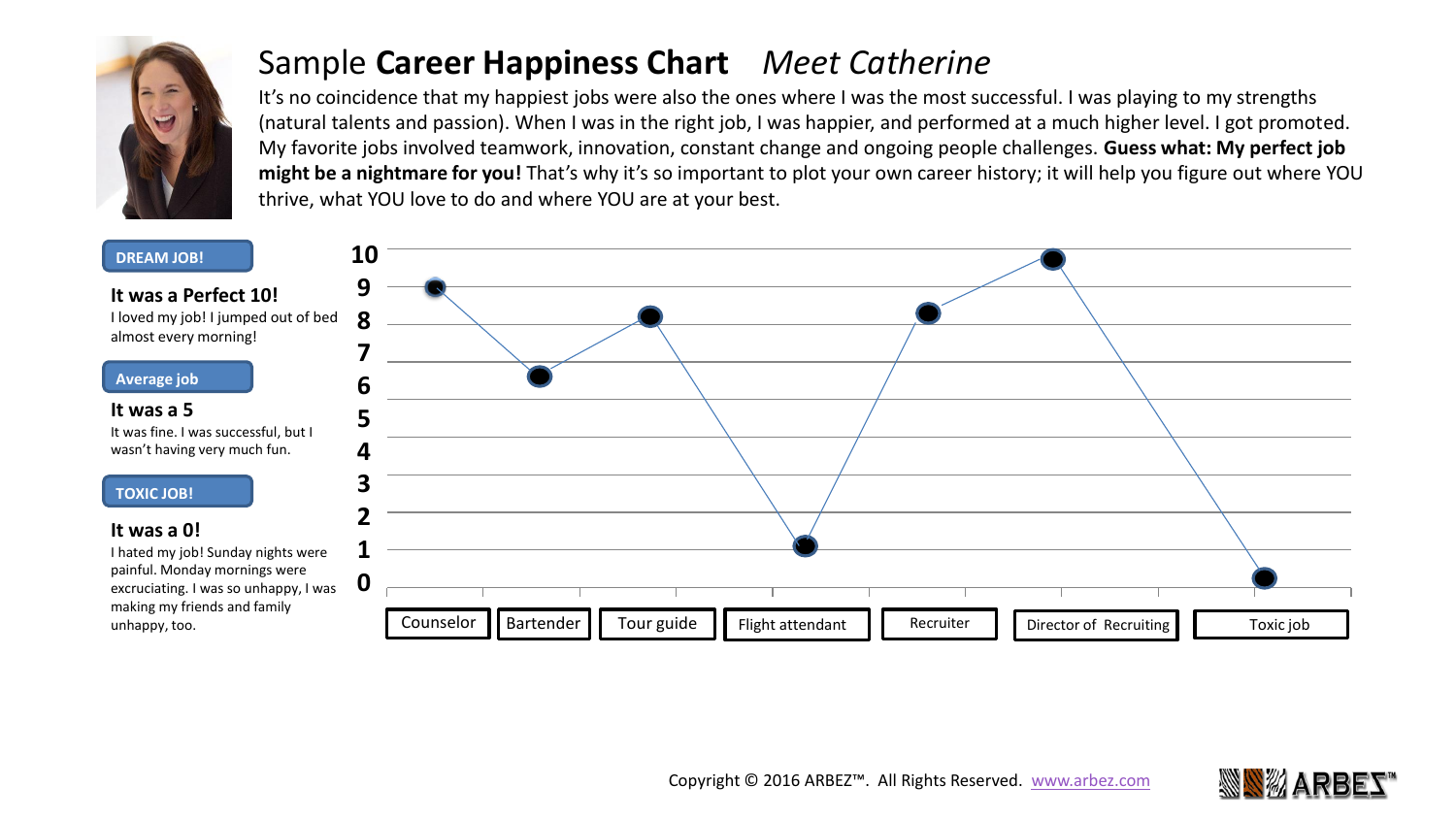# Sample **Career Happiness Chart** *Meet Catherine*

It's no coincidence that my happiest jobs were also the ones where I was the most successful. I was playing to my strengths (natural talents and passion). When I was in the right job, I was happier, and performed at a much higher level. I got promoted. My favorite jobs involved teamwork, innovation, constant change and ongoing people challenges. **Guess what: My perfect job might be a nightmare for you!** That's why it's so important to plot your own career history; it will help you figure out where YOU thrive, what YOU love to do and where YOU are at your best.

**DREAM JOB!**

**It was a Perfect 10!**

I loved my job! I jumped out of bed almost every morning!

**Average job**

**It was a 5**

It was fine. I was successful, but I wasn't having very much fun.

**TOXIC JOB!**

**It was a 0!**

I hated my job! Sunday nights were painful. Monday mornings were excruciating. I was so unhappy, I was making my friends and family unhappy, too.

Counselor | Bartender | Tour guide | Flight attendant | Recruiter | Director of Recruiting | Toxic job

Copyright © 2016 ARBEZ™. All Rights Reserved. www.arbez.com

ARBEZ™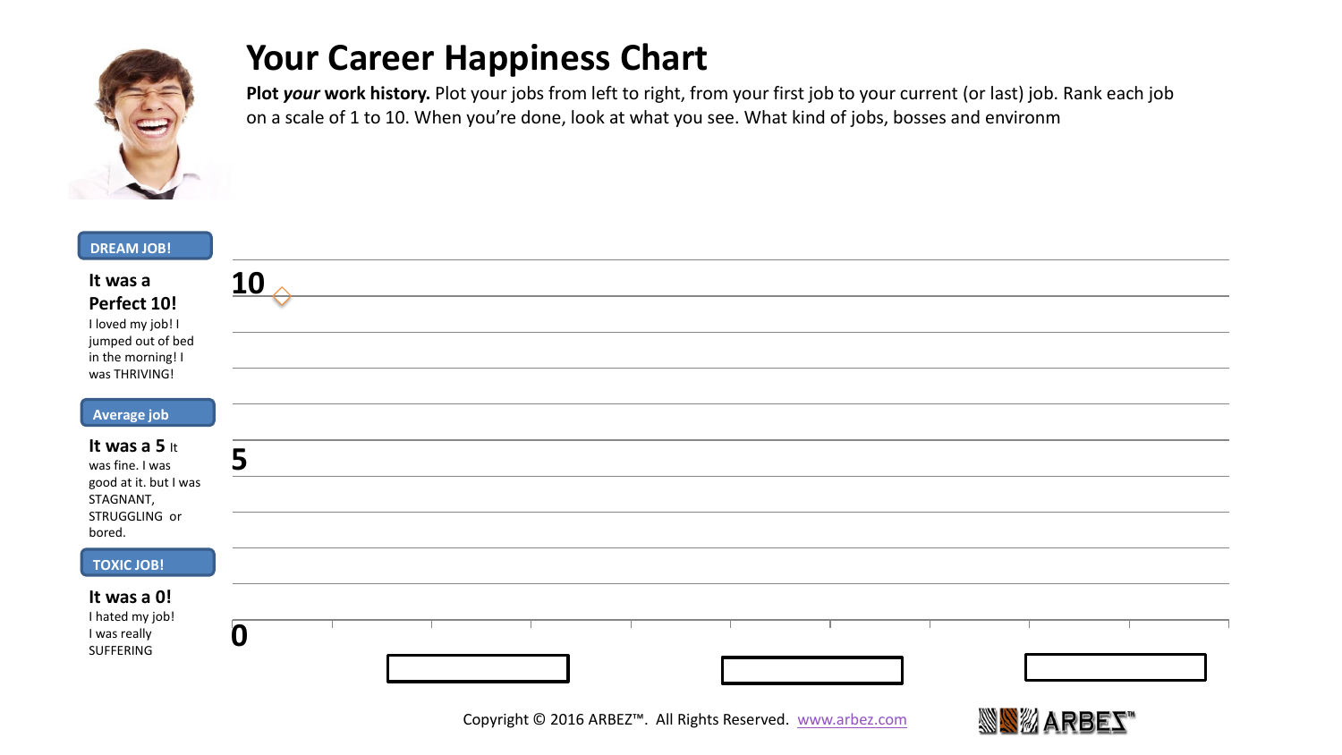# Your Career Happiness Chart

**Plot *your* work history.** Plot your jobs from left to right, from your first job to your current (or last) job. Rank each job on a scale of 1 to 10. When you're done, look at what you see. What kind of jobs, bosses and environm

**DREAM JOB!**

**It was a Perfect 10!**
I loved my job! I jumped out of bed in the morning! I was THRIVING!

**Average job**

**It was a 5** It was fine. I was good at it. but I was STAGNANT, STRUGGLING or bored.

**TOXIC JOB!**

**It was a 0!**
I hated my job! I was really SUFFERING

10

5

0

Copyright © 2016 ARBEZ™. All Rights Reserved. www.arbez.com

ARBEZ™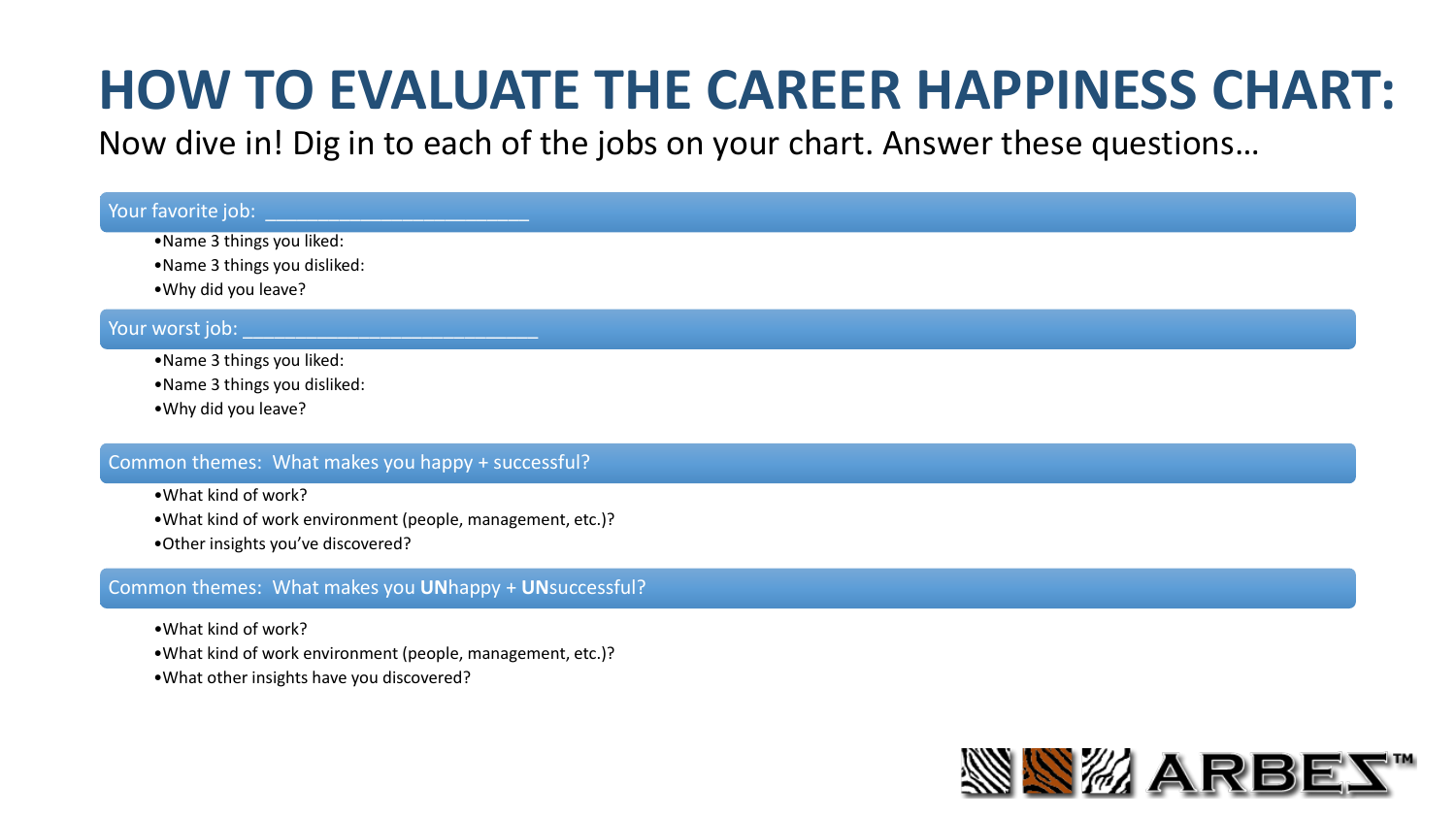# HOW TO EVALUATE THE CAREER HAPPINESS CHART:

Now dive in! Dig in to each of the jobs on your chart. Answer these questions…

## Your favorite job: _________________________

- Name 3 things you liked:
- Name 3 things you disliked:
- Why did you leave?

## Your worst job: ____________________________

- Name 3 things you liked:
- Name 3 things you disliked:
- Why did you leave?

## Common themes: What makes you happy + successful?

- What kind of work?
- What kind of work environment (people, management, etc.)?
- Other insights you've discovered?

## Common themes: What makes you **UN**happy + **UN**successful?

- What kind of work?
- What kind of work environment (people, management, etc.)?
- What other insights have you discovered?

ARBEZ™